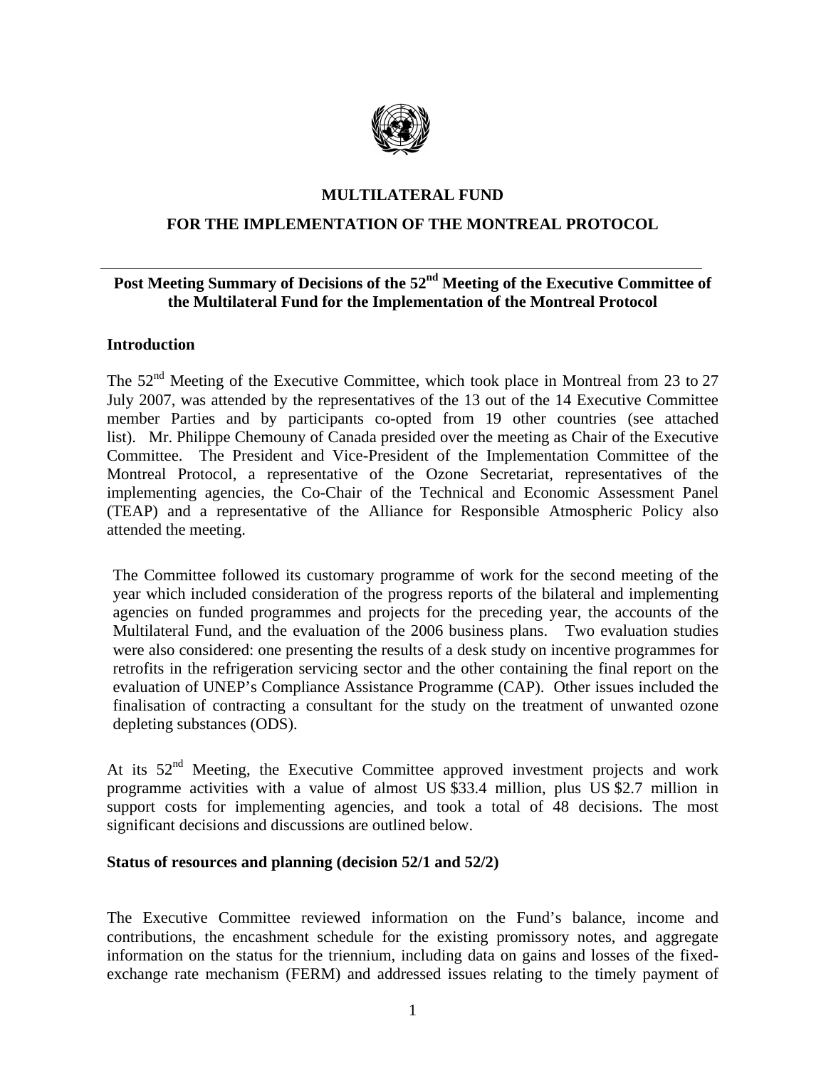**MULTILATERAL FUND**

**FOR THE IMPLEMENTATION OF THE MONTREAL PROTOCOL**

---

## Post Meeting Summary of Decisions of the 52nd Meeting of the Executive Committee of the Multilateral Fund for the Implementation of the Montreal Protocol

### Introduction

The 52nd Meeting of the Executive Committee, which took place in Montreal from 23 to 27 July 2007, was attended by the representatives of the 13 out of the 14 Executive Committee member Parties and by participants co-opted from 19 other countries (see attached list). Mr. Philippe Chemouny of Canada presided over the meeting as Chair of the Executive Committee. The President and Vice-President of the Implementation Committee of the Montreal Protocol, a representative of the Ozone Secretariat, representatives of the implementing agencies, the Co-Chair of the Technical and Economic Assessment Panel (TEAP) and a representative of the Alliance for Responsible Atmospheric Policy also attended the meeting.

The Committee followed its customary programme of work for the second meeting of the year which included consideration of the progress reports of the bilateral and implementing agencies on funded programmes and projects for the preceding year, the accounts of the Multilateral Fund, and the evaluation of the 2006 business plans. Two evaluation studies were also considered: one presenting the results of a desk study on incentive programmes for retrofits in the refrigeration servicing sector and the other containing the final report on the evaluation of UNEP's Compliance Assistance Programme (CAP). Other issues included the finalisation of contracting a consultant for the study on the treatment of unwanted ozone depleting substances (ODS).

At its 52nd Meeting, the Executive Committee approved investment projects and work programme activities with a value of almost US $33.4 million, plus US $2.7 million in support costs for implementing agencies, and took a total of 48 decisions. The most significant decisions and discussions are outlined below.

### Status of resources and planning (decision 52/1 and 52/2)

The Executive Committee reviewed information on the Fund's balance, income and contributions, the encashment schedule for the existing promissory notes, and aggregate information on the status for the triennium, including data on gains and losses of the fixed-exchange rate mechanism (FERM) and addressed issues relating to the timely payment of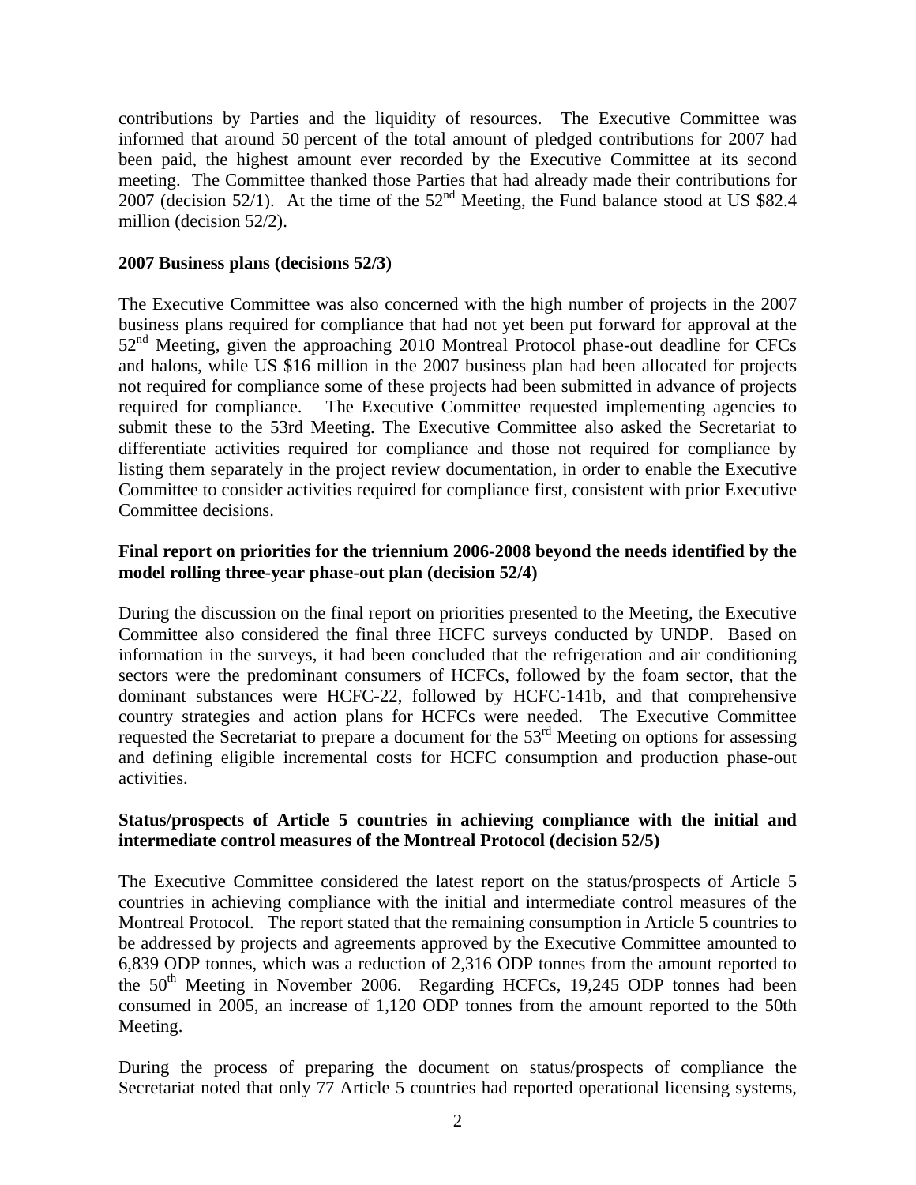contributions by Parties and the liquidity of resources. The Executive Committee was informed that around 50 percent of the total amount of pledged contributions for 2007 had been paid, the highest amount ever recorded by the Executive Committee at its second meeting. The Committee thanked those Parties that had already made their contributions for 2007 (decision 52/1). At the time of the 52nd Meeting, the Fund balance stood at US $82.4 million (decision 52/2).

**2007 Business plans (decisions 52/3)**

The Executive Committee was also concerned with the high number of projects in the 2007 business plans required for compliance that had not yet been put forward for approval at the 52nd Meeting, given the approaching 2010 Montreal Protocol phase-out deadline for CFCs and halons, while US $16 million in the 2007 business plan had been allocated for projects not required for compliance some of these projects had been submitted in advance of projects required for compliance. The Executive Committee requested implementing agencies to submit these to the 53rd Meeting. The Executive Committee also asked the Secretariat to differentiate activities required for compliance and those not required for compliance by listing them separately in the project review documentation, in order to enable the Executive Committee to consider activities required for compliance first, consistent with prior Executive Committee decisions.

**Final report on priorities for the triennium 2006-2008 beyond the needs identified by the model rolling three-year phase-out plan (decision 52/4)**

During the discussion on the final report on priorities presented to the Meeting, the Executive Committee also considered the final three HCFC surveys conducted by UNDP. Based on information in the surveys, it had been concluded that the refrigeration and air conditioning sectors were the predominant consumers of HCFCs, followed by the foam sector, that the dominant substances were HCFC-22, followed by HCFC-141b, and that comprehensive country strategies and action plans for HCFCs were needed. The Executive Committee requested the Secretariat to prepare a document for the 53rd Meeting on options for assessing and defining eligible incremental costs for HCFC consumption and production phase-out activities.

**Status/prospects of Article 5 countries in achieving compliance with the initial and intermediate control measures of the Montreal Protocol (decision 52/5)**

The Executive Committee considered the latest report on the status/prospects of Article 5 countries in achieving compliance with the initial and intermediate control measures of the Montreal Protocol. The report stated that the remaining consumption in Article 5 countries to be addressed by projects and agreements approved by the Executive Committee amounted to 6,839 ODP tonnes, which was a reduction of 2,316 ODP tonnes from the amount reported to the 50th Meeting in November 2006. Regarding HCFCs, 19,245 ODP tonnes had been consumed in 2005, an increase of 1,120 ODP tonnes from the amount reported to the 50th Meeting.

During the process of preparing the document on status/prospects of compliance the Secretariat noted that only 77 Article 5 countries had reported operational licensing systems,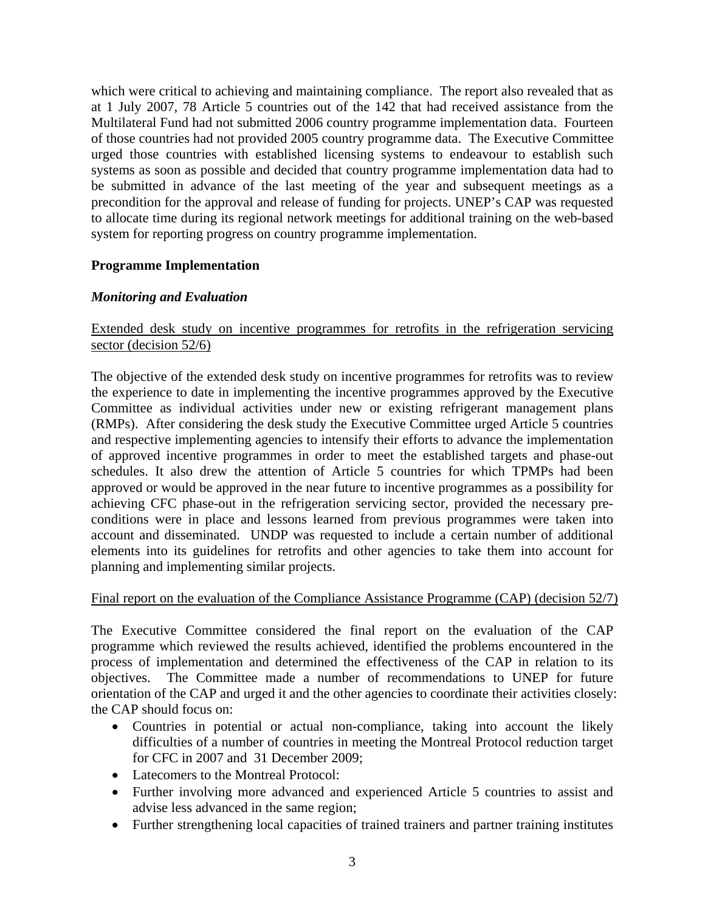which were critical to achieving and maintaining compliance. The report also revealed that as at 1 July 2007, 78 Article 5 countries out of the 142 that had received assistance from the Multilateral Fund had not submitted 2006 country programme implementation data. Fourteen of those countries had not provided 2005 country programme data. The Executive Committee urged those countries with established licensing systems to endeavour to establish such systems as soon as possible and decided that country programme implementation data had to be submitted in advance of the last meeting of the year and subsequent meetings as a precondition for the approval and release of funding for projects. UNEP's CAP was requested to allocate time during its regional network meetings for additional training on the web-based system for reporting progress on country programme implementation.

## Programme Implementation

### *Monitoring and Evaluation*

Extended desk study on incentive programmes for retrofits in the refrigeration servicing sector (decision 52/6)

The objective of the extended desk study on incentive programmes for retrofits was to review the experience to date in implementing the incentive programmes approved by the Executive Committee as individual activities under new or existing refrigerant management plans (RMPs). After considering the desk study the Executive Committee urged Article 5 countries and respective implementing agencies to intensify their efforts to advance the implementation of approved incentive programmes in order to meet the established targets and phase-out schedules. It also drew the attention of Article 5 countries for which TPMPs had been approved or would be approved in the near future to incentive programmes as a possibility for achieving CFC phase-out in the refrigeration servicing sector, provided the necessary pre-conditions were in place and lessons learned from previous programmes were taken into account and disseminated. UNDP was requested to include a certain number of additional elements into its guidelines for retrofits and other agencies to take them into account for planning and implementing similar projects.

Final report on the evaluation of the Compliance Assistance Programme (CAP) (decision 52/7)

The Executive Committee considered the final report on the evaluation of the CAP programme which reviewed the results achieved, identified the problems encountered in the process of implementation and determined the effectiveness of the CAP in relation to its objectives. The Committee made a number of recommendations to UNEP for future orientation of the CAP and urged it and the other agencies to coordinate their activities closely: the CAP should focus on:

- Countries in potential or actual non-compliance, taking into account the likely difficulties of a number of countries in meeting the Montreal Protocol reduction target for CFC in 2007 and 31 December 2009;
- Latecomers to the Montreal Protocol:
- Further involving more advanced and experienced Article 5 countries to assist and advise less advanced in the same region;
- Further strengthening local capacities of trained trainers and partner training institutes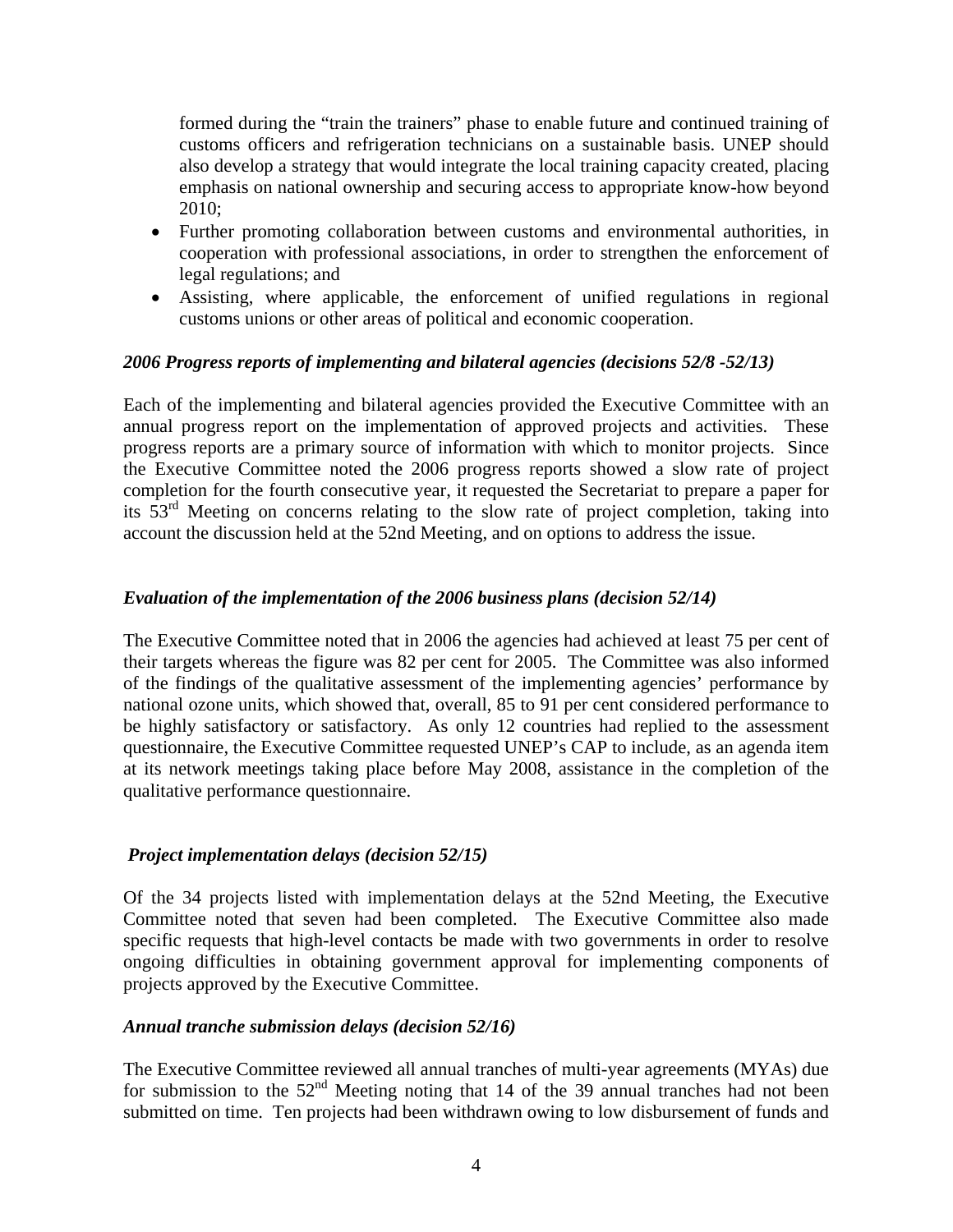formed during the "train the trainers" phase to enable future and continued training of customs officers and refrigeration technicians on a sustainable basis. UNEP should also develop a strategy that would integrate the local training capacity created, placing emphasis on national ownership and securing access to appropriate know-how beyond 2010;

- Further promoting collaboration between customs and environmental authorities, in cooperation with professional associations, in order to strengthen the enforcement of legal regulations; and
- Assisting, where applicable, the enforcement of unified regulations in regional customs unions or other areas of political and economic cooperation.

***2006 Progress reports of implementing and bilateral agencies (decisions 52/8 -52/13)***

Each of the implementing and bilateral agencies provided the Executive Committee with an annual progress report on the implementation of approved projects and activities. These progress reports are a primary source of information with which to monitor projects. Since the Executive Committee noted the 2006 progress reports showed a slow rate of project completion for the fourth consecutive year, it requested the Secretariat to prepare a paper for its 53rd Meeting on concerns relating to the slow rate of project completion, taking into account the discussion held at the 52nd Meeting, and on options to address the issue.

***Evaluation of the implementation of the 2006 business plans (decision 52/14)***

The Executive Committee noted that in 2006 the agencies had achieved at least 75 per cent of their targets whereas the figure was 82 per cent for 2005. The Committee was also informed of the findings of the qualitative assessment of the implementing agencies' performance by national ozone units, which showed that, overall, 85 to 91 per cent considered performance to be highly satisfactory or satisfactory. As only 12 countries had replied to the assessment questionnaire, the Executive Committee requested UNEP's CAP to include, as an agenda item at its network meetings taking place before May 2008, assistance in the completion of the qualitative performance questionnaire.

***Project implementation delays (decision 52/15)***

Of the 34 projects listed with implementation delays at the 52nd Meeting, the Executive Committee noted that seven had been completed. The Executive Committee also made specific requests that high-level contacts be made with two governments in order to resolve ongoing difficulties in obtaining government approval for implementing components of projects approved by the Executive Committee.

***Annual tranche submission delays (decision 52/16)***

The Executive Committee reviewed all annual tranches of multi-year agreements (MYAs) due for submission to the 52nd Meeting noting that 14 of the 39 annual tranches had not been submitted on time. Ten projects had been withdrawn owing to low disbursement of funds and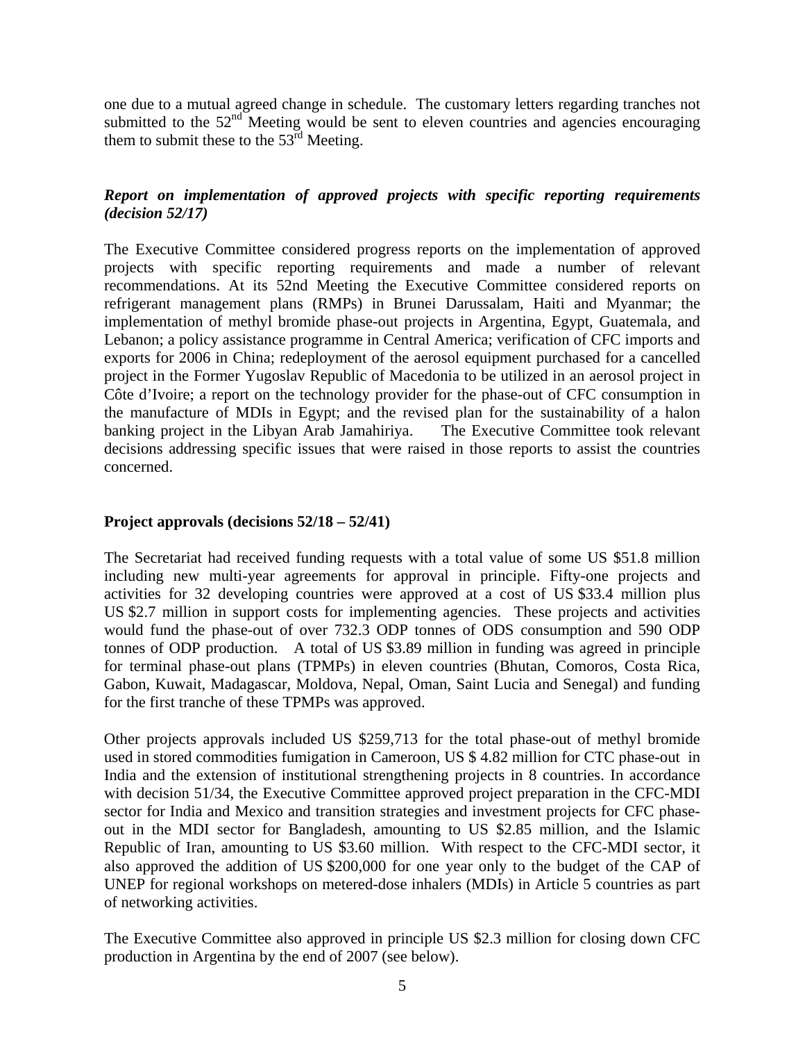one due to a mutual agreed change in schedule. The customary letters regarding tranches not submitted to the 52nd Meeting would be sent to eleven countries and agencies encouraging them to submit these to the 53rd Meeting.

***Report on implementation of approved projects with specific reporting requirements (decision 52/17)***

The Executive Committee considered progress reports on the implementation of approved projects with specific reporting requirements and made a number of relevant recommendations. At its 52nd Meeting the Executive Committee considered reports on refrigerant management plans (RMPs) in Brunei Darussalam, Haiti and Myanmar; the implementation of methyl bromide phase-out projects in Argentina, Egypt, Guatemala, and Lebanon; a policy assistance programme in Central America; verification of CFC imports and exports for 2006 in China; redeployment of the aerosol equipment purchased for a cancelled project in the Former Yugoslav Republic of Macedonia to be utilized in an aerosol project in Côte d'Ivoire; a report on the technology provider for the phase-out of CFC consumption in the manufacture of MDIs in Egypt; and the revised plan for the sustainability of a halon banking project in the Libyan Arab Jamahiriya. The Executive Committee took relevant decisions addressing specific issues that were raised in those reports to assist the countries concerned.

**Project approvals (decisions 52/18 – 52/41)**

The Secretariat had received funding requests with a total value of some US $51.8 million including new multi-year agreements for approval in principle. Fifty-one projects and activities for 32 developing countries were approved at a cost of US $33.4 million plus US $2.7 million in support costs for implementing agencies. These projects and activities would fund the phase-out of over 732.3 ODP tonnes of ODS consumption and 590 ODP tonnes of ODP production. A total of US $3.89 million in funding was agreed in principle for terminal phase-out plans (TPMPs) in eleven countries (Bhutan, Comoros, Costa Rica, Gabon, Kuwait, Madagascar, Moldova, Nepal, Oman, Saint Lucia and Senegal) and funding for the first tranche of these TPMPs was approved.

Other projects approvals included US $259,713 for the total phase-out of methyl bromide used in stored commodities fumigation in Cameroon, US $ 4.82 million for CTC phase-out in India and the extension of institutional strengthening projects in 8 countries. In accordance with decision 51/34, the Executive Committee approved project preparation in the CFC-MDI sector for India and Mexico and transition strategies and investment projects for CFC phase-out in the MDI sector for Bangladesh, amounting to US $2.85 million, and the Islamic Republic of Iran, amounting to US $3.60 million. With respect to the CFC-MDI sector, it also approved the addition of US $200,000 for one year only to the budget of the CAP of UNEP for regional workshops on metered-dose inhalers (MDIs) in Article 5 countries as part of networking activities.

The Executive Committee also approved in principle US $2.3 million for closing down CFC production in Argentina by the end of 2007 (see below).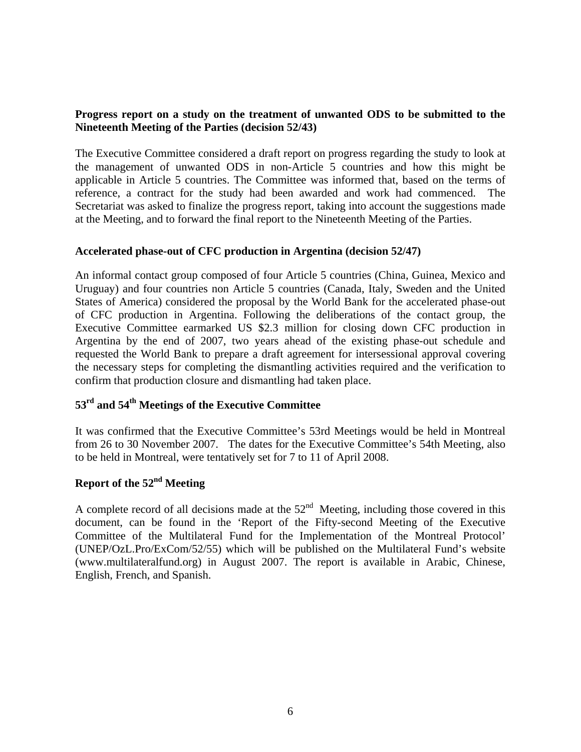**Progress report on a study on the treatment of unwanted ODS to be submitted to the Nineteenth Meeting of the Parties (decision 52/43)**

The Executive Committee considered a draft report on progress regarding the study to look at the management of unwanted ODS in non-Article 5 countries and how this might be applicable in Article 5 countries. The Committee was informed that, based on the terms of reference, a contract for the study had been awarded and work had commenced. The Secretariat was asked to finalize the progress report, taking into account the suggestions made at the Meeting, and to forward the final report to the Nineteenth Meeting of the Parties.

**Accelerated phase-out of CFC production in Argentina (decision 52/47)**

An informal contact group composed of four Article 5 countries (China, Guinea, Mexico and Uruguay) and four countries non Article 5 countries (Canada, Italy, Sweden and the United States of America) considered the proposal by the World Bank for the accelerated phase-out of CFC production in Argentina. Following the deliberations of the contact group, the Executive Committee earmarked US $2.3 million for closing down CFC production in Argentina by the end of 2007, two years ahead of the existing phase-out schedule and requested the World Bank to prepare a draft agreement for intersessional approval covering the necessary steps for completing the dismantling activities required and the verification to confirm that production closure and dismantling had taken place.

**53rd and 54th Meetings of the Executive Committee**

It was confirmed that the Executive Committee's 53rd Meetings would be held in Montreal from 26 to 30 November 2007. The dates for the Executive Committee's 54th Meeting, also to be held in Montreal, were tentatively set for 7 to 11 of April 2008.

**Report of the 52nd Meeting**

A complete record of all decisions made at the 52nd Meeting, including those covered in this document, can be found in the 'Report of the Fifty-second Meeting of the Executive Committee of the Multilateral Fund for the Implementation of the Montreal Protocol' (UNEP/OzL.Pro/ExCom/52/55) which will be published on the Multilateral Fund's website (www.multilateralfund.org) in August 2007. The report is available in Arabic, Chinese, English, French, and Spanish.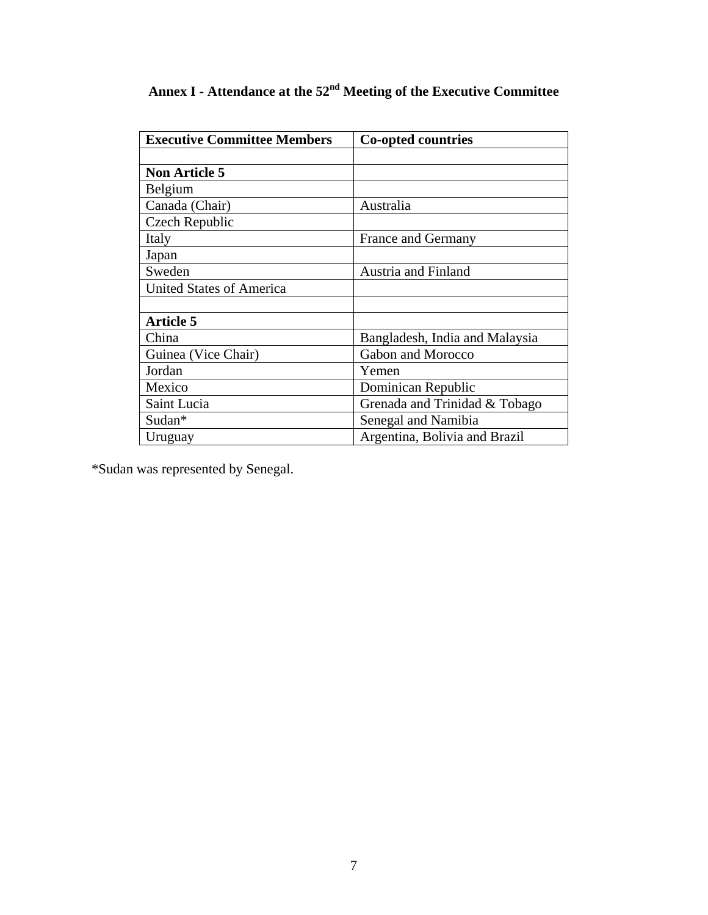# Annex I - Attendance at the 52nd Meeting of the Executive Committee

| Executive Committee Members | Co-opted countries |
| --- | --- |
| | |
| **Non Article 5** | |
| Belgium | |
| Canada (Chair) | Australia |
| Czech Republic | |
| Italy | France and Germany |
| Japan | |
| Sweden | Austria and Finland |
| United States of America | |
| | |
| **Article 5** | |
| China | Bangladesh, India and Malaysia |
| Guinea (Vice Chair) | Gabon and Morocco |
| Jordan | Yemen |
| Mexico | Dominican Republic |
| Saint Lucia | Grenada and Trinidad & Tobago |
| Sudan* | Senegal and Namibia |
| Uruguay | Argentina, Bolivia and Brazil |

*Sudan was represented by Senegal.